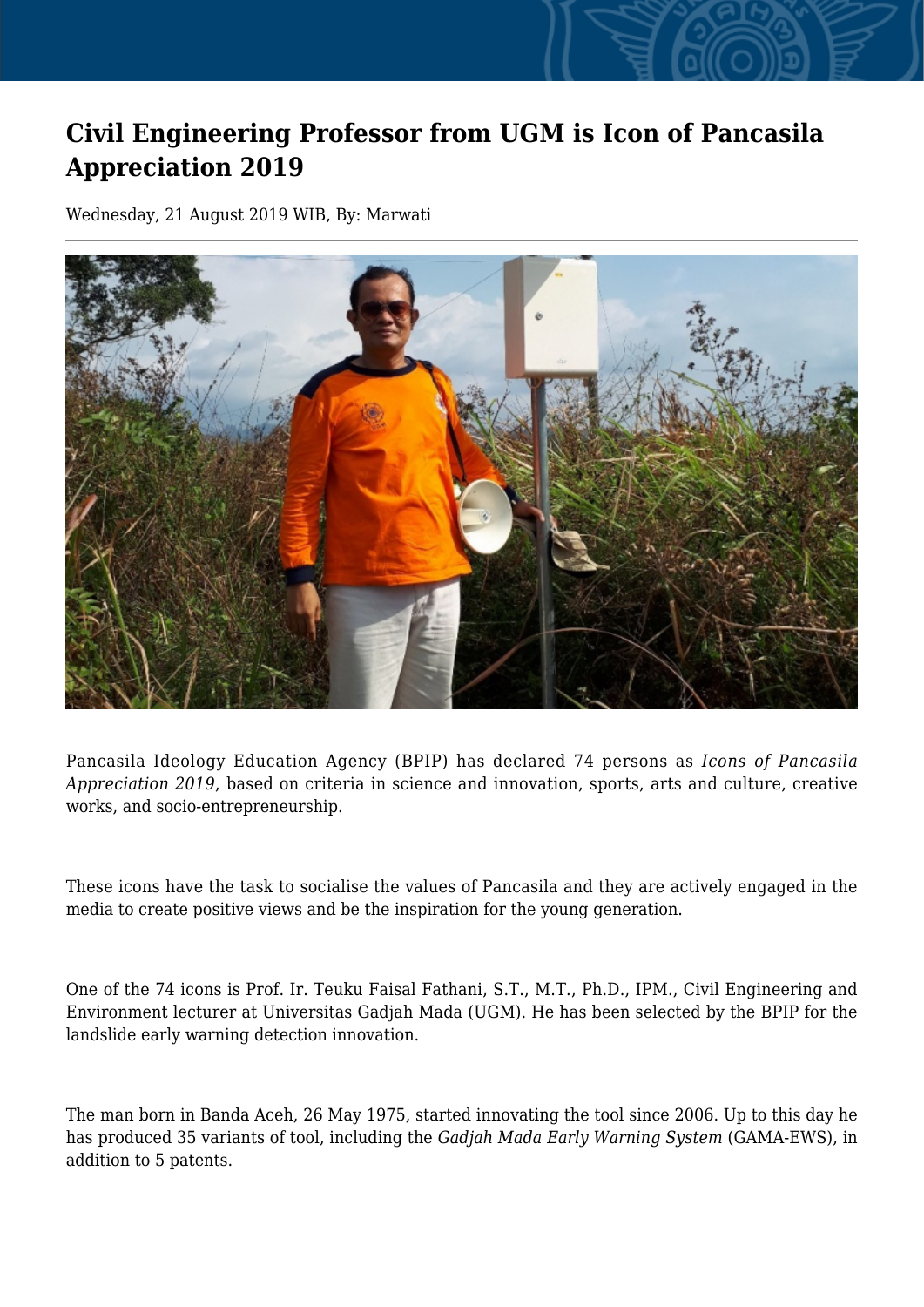# Civil Engineering Professor from UGM is Icon of Pancasila Appreciation 2019

Wednesday, 21 August 2019 WIB, By: Marwati

Pancasila Ideology Education Agency (BPIP) has declared 74 persons as *Icons of Pancasila Appreciation 2019*, based on criteria in science and innovation, sports, arts and culture, creative works, and socio-entrepreneurship.

These icons have the task to socialise the values of Pancasila and they are actively engaged in the media to create positive views and be the inspiration for the young generation.

One of the 74 icons is Prof. Ir. Teuku Faisal Fathani, S.T., M.T., Ph.D., IPM., Civil Engineering and Environment lecturer at Universitas Gadjah Mada (UGM). He has been selected by the BPIP for the landslide early warning detection innovation.

The man born in Banda Aceh, 26 May 1975, started innovating the tool since 2006. Up to this day he has produced 35 variants of tool, including the *Gadjah Mada Early Warning System* (GAMA-EWS), in addition to 5 patents.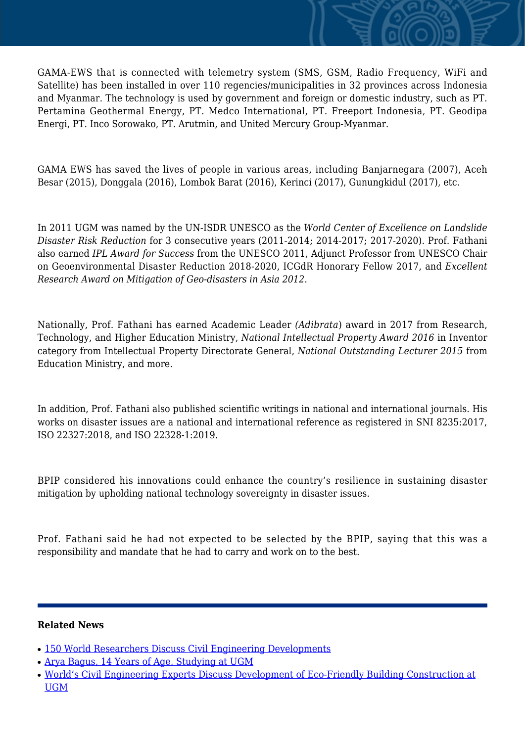GAMA-EWS that is connected with telemetry system (SMS, GSM, Radio Frequency, WiFi and Satellite) has been installed in over 110 regencies/municipalities in 32 provinces across Indonesia and Myanmar. The technology is used by government and foreign or domestic industry, such as PT. Pertamina Geothermal Energy, PT. Medco International, PT. Freeport Indonesia, PT. Geodipa Energi, PT. Inco Sorowako, PT. Arutmin, and United Mercury Group-Myanmar.

GAMA EWS has saved the lives of people in various areas, including Banjarnegara (2007), Aceh Besar (2015), Donggala (2016), Lombok Barat (2016), Kerinci (2017), Gunungkidul (2017), etc.

In 2011 UGM was named by the UN-ISDR UNESCO as the *World Center of Excellence on Landslide Disaster Risk Reduction* for 3 consecutive years (2011-2014; 2014-2017; 2017-2020). Prof. Fathani also earned *IPL Award for Success* from the UNESCO 2011, Adjunct Professor from UNESCO Chair on Geoenvironmental Disaster Reduction 2018-2020, ICGdR Honorary Fellow 2017, and *Excellent Research Award on Mitigation of Geo-disasters in Asia 2012*.

Nationally, Prof. Fathani has earned Academic Leader *(Adibrata)* award in 2017 from Research, Technology, and Higher Education Ministry, *National Intellectual Property Award 2016* in Inventor category from Intellectual Property Directorate General, *National Outstanding Lecturer 2015* from Education Ministry, and more.

In addition, Prof. Fathani also published scientific writings in national and international journals. His works on disaster issues are a national and international reference as registered in SNI 8235:2017, ISO 22327:2018, and ISO 22328-1:2019.

BPIP considered his innovations could enhance the country's resilience in sustaining disaster mitigation by upholding national technology sovereignty in disaster issues.

Prof. Fathani said he had not expected to be selected by the BPIP, saying that this was a responsibility and mandate that he had to carry and work on to the best.

---

**Related News**

- 150 World Researchers Discuss Civil Engineering Developments
- Arya Bagus, 14 Years of Age, Studying at UGM
- World's Civil Engineering Experts Discuss Development of Eco-Friendly Building Construction at UGM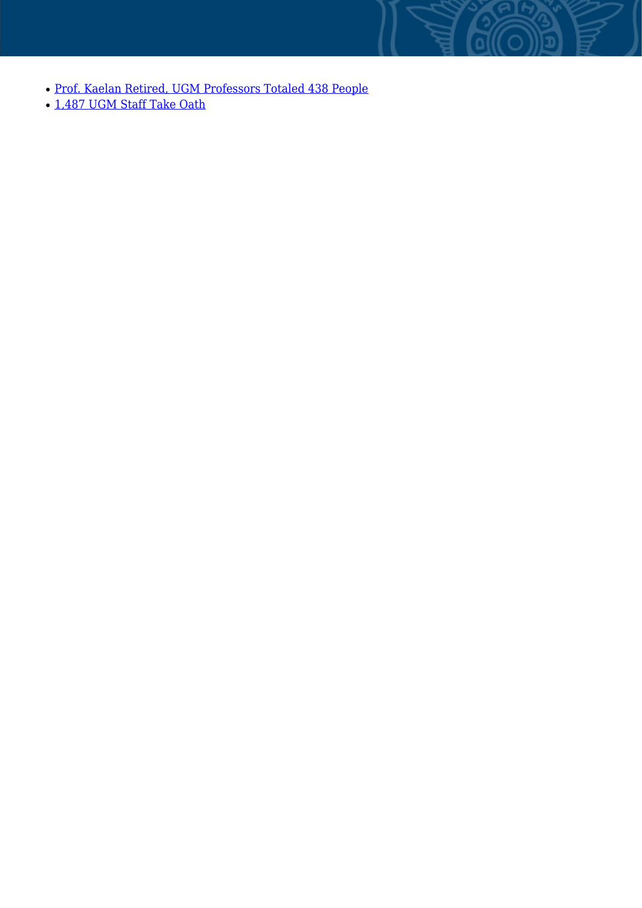- Prof. Kaelan Retired, UGM Professors Totaled 438 People
- 1,487 UGM Staff Take Oath